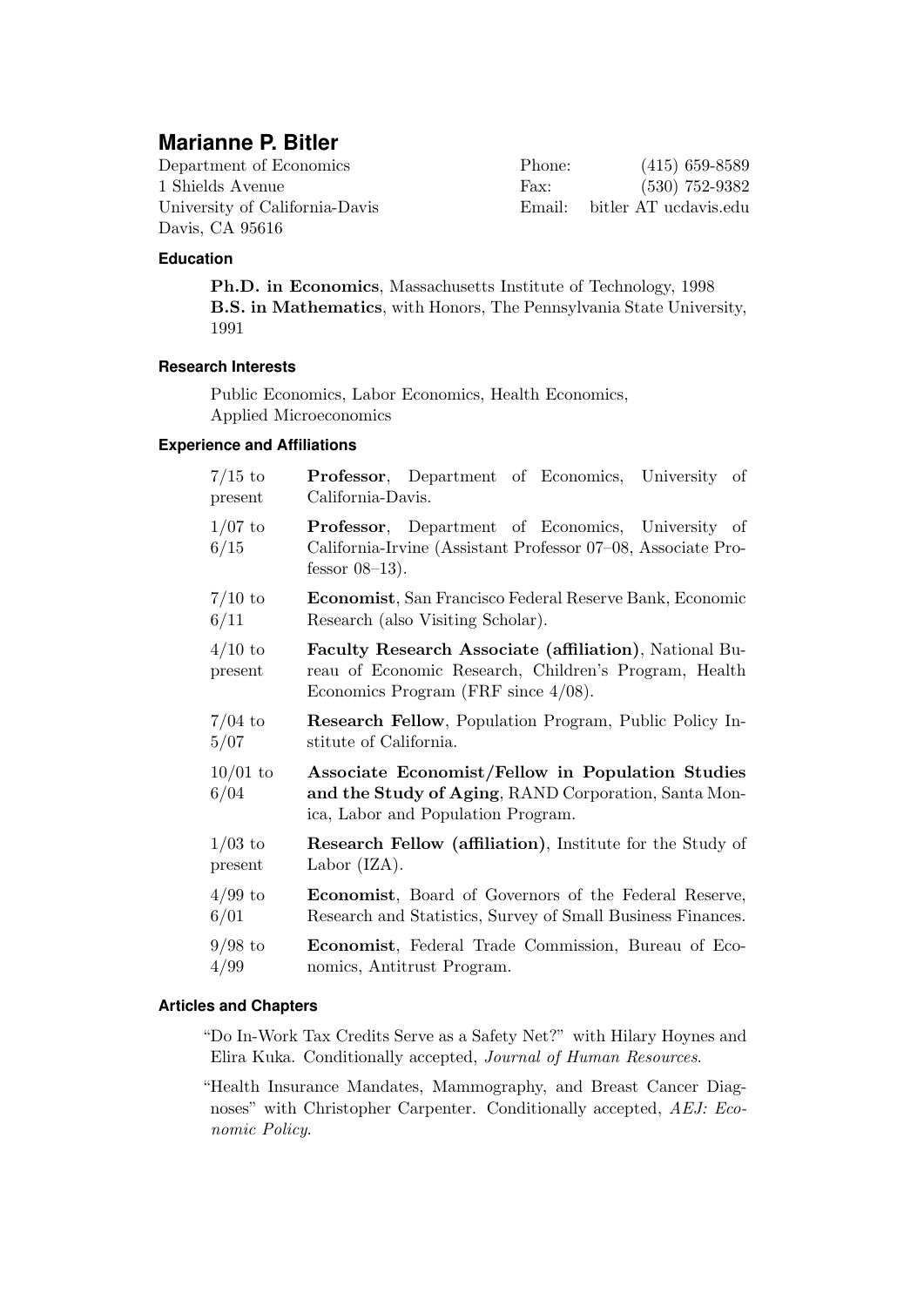# Marianne P. Bitler

Department of Economics
1 Shields Avenue
University of California-Davis
Davis, CA 95616

Phone: (415) 659-8589
Fax: (530) 752-9382
Email: bitler AT ucdavis.edu

## Education

**Ph.D. in Economics**, Massachusetts Institute of Technology, 1998
**B.S. in Mathematics**, with Honors, The Pennsylvania State University, 1991

## Research Interests

Public Economics, Labor Economics, Health Economics, Applied Microeconomics

## Experience and Affiliations

| | |
|---|---|
| 7/15 to present | **Professor**, Department of Economics, University of California-Davis. |
| 1/07 to 6/15 | **Professor**, Department of Economics, University of California-Irvine (Assistant Professor 07–08, Associate Professor 08–13). |
| 7/10 to 6/11 | **Economist**, San Francisco Federal Reserve Bank, Economic Research (also Visiting Scholar). |
| 4/10 to present | **Faculty Research Associate (affiliation)**, National Bureau of Economic Research, Children's Program, Health Economics Program (FRF since 4/08). |
| 7/04 to 5/07 | **Research Fellow**, Population Program, Public Policy Institute of California. |
| 10/01 to 6/04 | **Associate Economist/Fellow in Population Studies and the Study of Aging**, RAND Corporation, Santa Monica, Labor and Population Program. |
| 1/03 to present | **Research Fellow (affiliation)**, Institute for the Study of Labor (IZA). |
| 4/99 to 6/01 | **Economist**, Board of Governors of the Federal Reserve, Research and Statistics, Survey of Small Business Finances. |
| 9/98 to 4/99 | **Economist**, Federal Trade Commission, Bureau of Economics, Antitrust Program. |

## Articles and Chapters

"Do In-Work Tax Credits Serve as a Safety Net?" with Hilary Hoynes and Elira Kuka. Conditionally accepted, *Journal of Human Resources*.

"Health Insurance Mandates, Mammography, and Breast Cancer Diagnoses" with Christopher Carpenter. Conditionally accepted, *AEJ: Economic Policy*.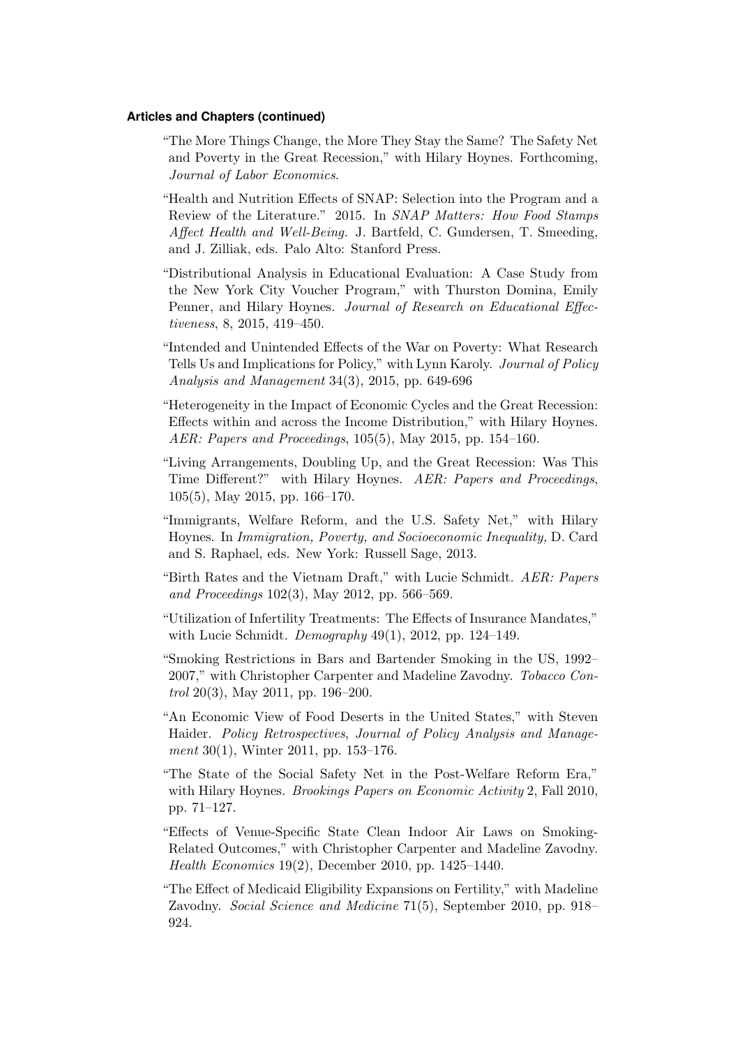**Articles and Chapters (continued)**

"The More Things Change, the More They Stay the Same? The Safety Net and Poverty in the Great Recession," with Hilary Hoynes. Forthcoming, *Journal of Labor Economics*.

"Health and Nutrition Effects of SNAP: Selection into the Program and a Review of the Literature." 2015. In *SNAP Matters: How Food Stamps Affect Health and Well-Being.* J. Bartfeld, C. Gundersen, T. Smeeding, and J. Zilliak, eds. Palo Alto: Stanford Press.

"Distributional Analysis in Educational Evaluation: A Case Study from the New York City Voucher Program," with Thurston Domina, Emily Penner, and Hilary Hoynes. *Journal of Research on Educational Effectiveness*, 8, 2015, 419–450.

"Intended and Unintended Effects of the War on Poverty: What Research Tells Us and Implications for Policy," with Lynn Karoly. *Journal of Policy Analysis and Management* 34(3), 2015, pp. 649-696

"Heterogeneity in the Impact of Economic Cycles and the Great Recession: Effects within and across the Income Distribution," with Hilary Hoynes. *AER: Papers and Proceedings*, 105(5), May 2015, pp. 154–160.

"Living Arrangements, Doubling Up, and the Great Recession: Was This Time Different?" with Hilary Hoynes. *AER: Papers and Proceedings*, 105(5), May 2015, pp. 166–170.

"Immigrants, Welfare Reform, and the U.S. Safety Net," with Hilary Hoynes. In *Immigration, Poverty, and Socioeconomic Inequality,* D. Card and S. Raphael, eds. New York: Russell Sage, 2013.

"Birth Rates and the Vietnam Draft," with Lucie Schmidt. *AER: Papers and Proceedings* 102(3), May 2012, pp. 566–569.

"Utilization of Infertility Treatments: The Effects of Insurance Mandates," with Lucie Schmidt. *Demography* 49(1), 2012, pp. 124–149.

"Smoking Restrictions in Bars and Bartender Smoking in the US, 1992–2007," with Christopher Carpenter and Madeline Zavodny. *Tobacco Control* 20(3), May 2011, pp. 196–200.

"An Economic View of Food Deserts in the United States," with Steven Haider. *Policy Retrospectives*, *Journal of Policy Analysis and Management* 30(1), Winter 2011, pp. 153–176.

"The State of the Social Safety Net in the Post-Welfare Reform Era," with Hilary Hoynes. *Brookings Papers on Economic Activity* 2, Fall 2010, pp. 71–127.

"Effects of Venue-Specific State Clean Indoor Air Laws on Smoking-Related Outcomes," with Christopher Carpenter and Madeline Zavodny. *Health Economics* 19(2), December 2010, pp. 1425–1440.

"The Effect of Medicaid Eligibility Expansions on Fertility," with Madeline Zavodny. *Social Science and Medicine* 71(5), September 2010, pp. 918–924.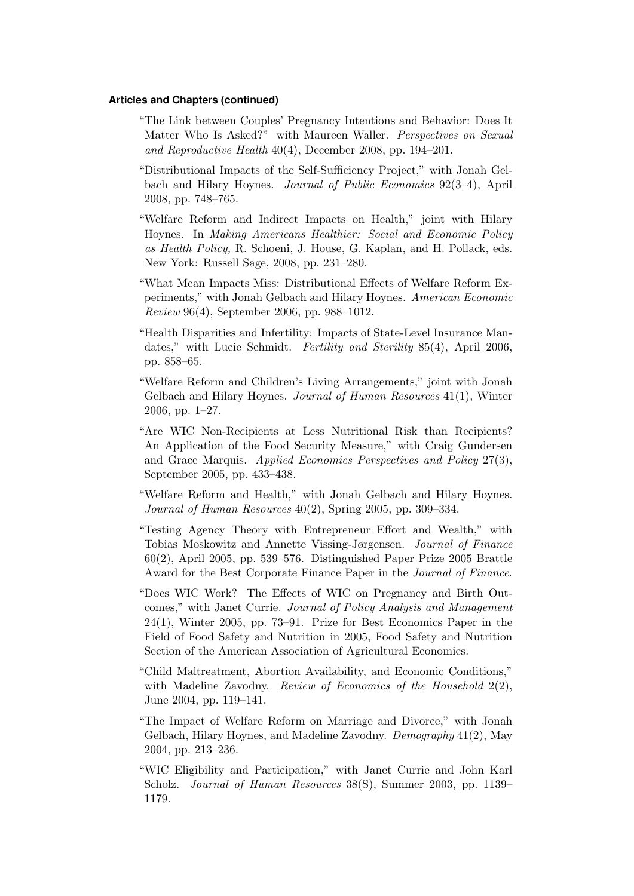**Articles and Chapters (continued)**

"The Link between Couples' Pregnancy Intentions and Behavior: Does It Matter Who Is Asked?" with Maureen Waller. *Perspectives on Sexual and Reproductive Health* 40(4), December 2008, pp. 194–201.

"Distributional Impacts of the Self-Sufficiency Project," with Jonah Gelbach and Hilary Hoynes. *Journal of Public Economics* 92(3–4), April 2008, pp. 748–765.

"Welfare Reform and Indirect Impacts on Health," joint with Hilary Hoynes. In *Making Americans Healthier: Social and Economic Policy as Health Policy,* R. Schoeni, J. House, G. Kaplan, and H. Pollack, eds. New York: Russell Sage, 2008, pp. 231–280.

"What Mean Impacts Miss: Distributional Effects of Welfare Reform Experiments," with Jonah Gelbach and Hilary Hoynes. *American Economic Review* 96(4), September 2006, pp. 988–1012.

"Health Disparities and Infertility: Impacts of State-Level Insurance Mandates," with Lucie Schmidt. *Fertility and Sterility* 85(4), April 2006, pp. 858–65.

"Welfare Reform and Children's Living Arrangements," joint with Jonah Gelbach and Hilary Hoynes. *Journal of Human Resources* 41(1), Winter 2006, pp. 1–27.

"Are WIC Non-Recipients at Less Nutritional Risk than Recipients? An Application of the Food Security Measure," with Craig Gundersen and Grace Marquis. *Applied Economics Perspectives and Policy* 27(3), September 2005, pp. 433–438.

"Welfare Reform and Health," with Jonah Gelbach and Hilary Hoynes. *Journal of Human Resources* 40(2), Spring 2005, pp. 309–334.

"Testing Agency Theory with Entrepreneur Effort and Wealth," with Tobias Moskowitz and Annette Vissing-Jørgensen. *Journal of Finance* 60(2), April 2005, pp. 539–576. Distinguished Paper Prize 2005 Brattle Award for the Best Corporate Finance Paper in the *Journal of Finance*.

"Does WIC Work? The Effects of WIC on Pregnancy and Birth Outcomes," with Janet Currie. *Journal of Policy Analysis and Management* 24(1), Winter 2005, pp. 73–91. Prize for Best Economics Paper in the Field of Food Safety and Nutrition in 2005, Food Safety and Nutrition Section of the American Association of Agricultural Economics.

"Child Maltreatment, Abortion Availability, and Economic Conditions," with Madeline Zavodny. *Review of Economics of the Household* 2(2), June 2004, pp. 119–141.

"The Impact of Welfare Reform on Marriage and Divorce," with Jonah Gelbach, Hilary Hoynes, and Madeline Zavodny. *Demography* 41(2), May 2004, pp. 213–236.

"WIC Eligibility and Participation," with Janet Currie and John Karl Scholz. *Journal of Human Resources* 38(S), Summer 2003, pp. 1139–1179.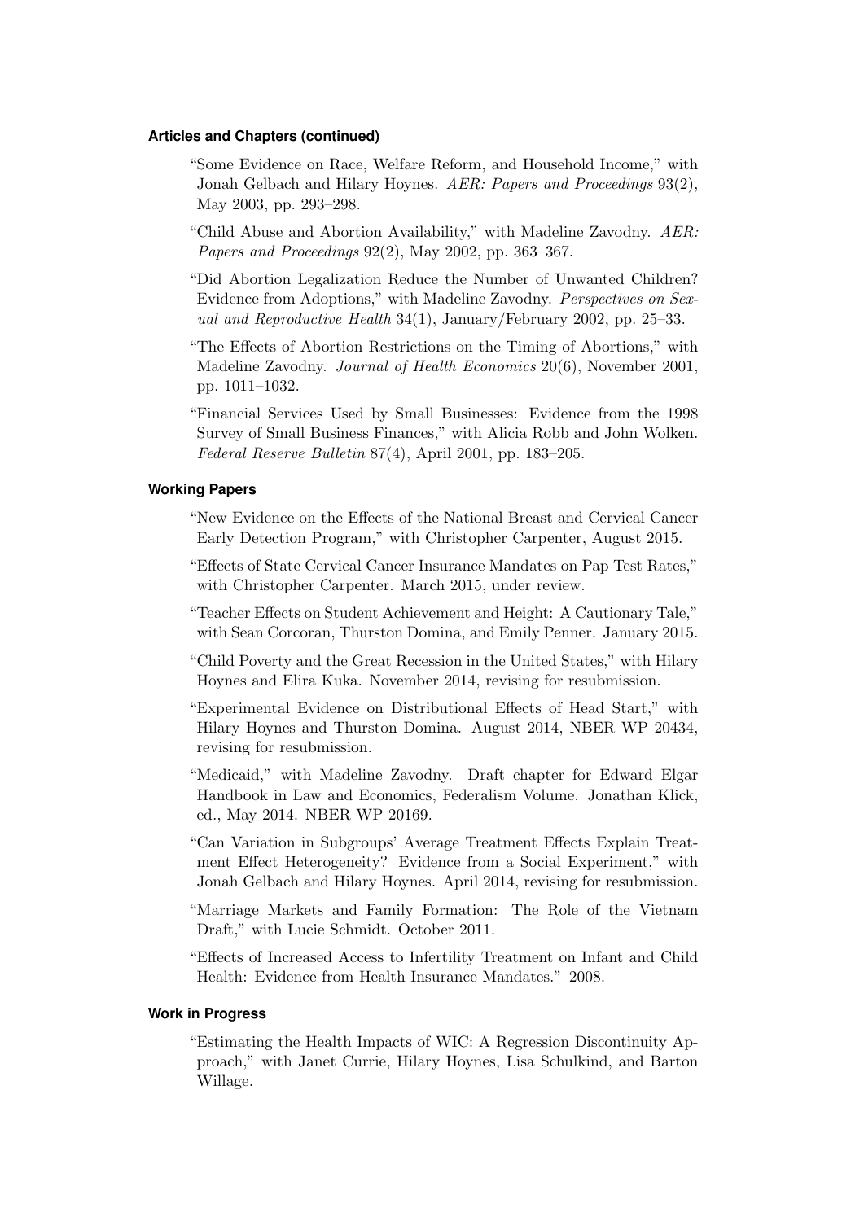### Articles and Chapters (continued)

"Some Evidence on Race, Welfare Reform, and Household Income," with Jonah Gelbach and Hilary Hoynes. *AER: Papers and Proceedings* 93(2), May 2003, pp. 293–298.

"Child Abuse and Abortion Availability," with Madeline Zavodny. *AER: Papers and Proceedings* 92(2), May 2002, pp. 363–367.

"Did Abortion Legalization Reduce the Number of Unwanted Children? Evidence from Adoptions," with Madeline Zavodny. *Perspectives on Sexual and Reproductive Health* 34(1), January/February 2002, pp. 25–33.

"The Effects of Abortion Restrictions on the Timing of Abortions," with Madeline Zavodny. *Journal of Health Economics* 20(6), November 2001, pp. 1011–1032.

"Financial Services Used by Small Businesses: Evidence from the 1998 Survey of Small Business Finances," with Alicia Robb and John Wolken. *Federal Reserve Bulletin* 87(4), April 2001, pp. 183–205.

### Working Papers

"New Evidence on the Effects of the National Breast and Cervical Cancer Early Detection Program," with Christopher Carpenter, August 2015.

"Effects of State Cervical Cancer Insurance Mandates on Pap Test Rates," with Christopher Carpenter. March 2015, under review.

"Teacher Effects on Student Achievement and Height: A Cautionary Tale," with Sean Corcoran, Thurston Domina, and Emily Penner. January 2015.

"Child Poverty and the Great Recession in the United States," with Hilary Hoynes and Elira Kuka. November 2014, revising for resubmission.

"Experimental Evidence on Distributional Effects of Head Start," with Hilary Hoynes and Thurston Domina. August 2014, NBER WP 20434, revising for resubmission.

"Medicaid," with Madeline Zavodny. Draft chapter for Edward Elgar Handbook in Law and Economics, Federalism Volume. Jonathan Klick, ed., May 2014. NBER WP 20169.

"Can Variation in Subgroups' Average Treatment Effects Explain Treatment Effect Heterogeneity? Evidence from a Social Experiment," with Jonah Gelbach and Hilary Hoynes. April 2014, revising for resubmission.

"Marriage Markets and Family Formation: The Role of the Vietnam Draft," with Lucie Schmidt. October 2011.

"Effects of Increased Access to Infertility Treatment on Infant and Child Health: Evidence from Health Insurance Mandates." 2008.

### Work in Progress

"Estimating the Health Impacts of WIC: A Regression Discontinuity Approach," with Janet Currie, Hilary Hoynes, Lisa Schulkind, and Barton Willage.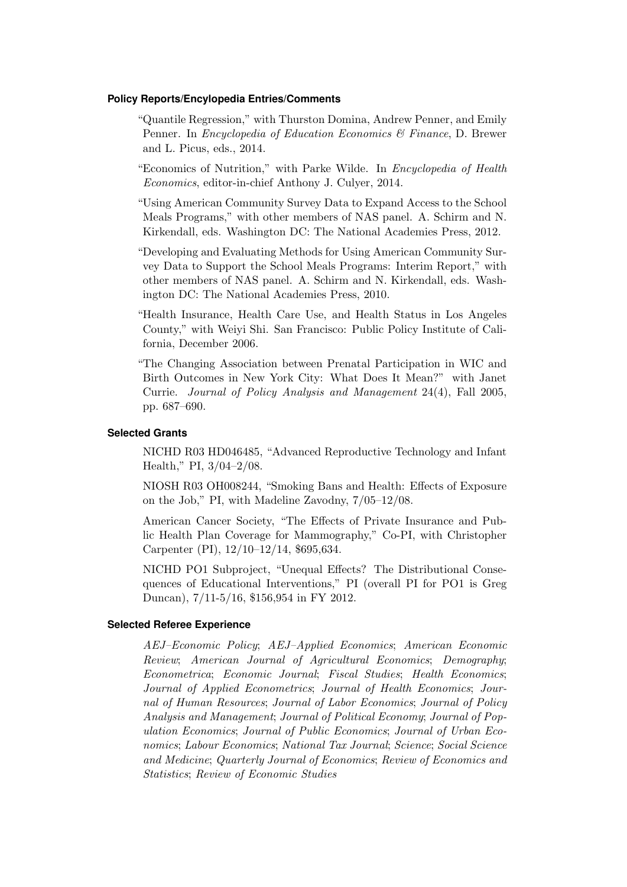### Policy Reports/Encylopedia Entries/Comments

"Quantile Regression," with Thurston Domina, Andrew Penner, and Emily Penner. In *Encyclopedia of Education Economics & Finance*, D. Brewer and L. Picus, eds., 2014.

"Economics of Nutrition," with Parke Wilde. In *Encyclopedia of Health Economics*, editor-in-chief Anthony J. Culyer, 2014.

"Using American Community Survey Data to Expand Access to the School Meals Programs," with other members of NAS panel. A. Schirm and N. Kirkendall, eds. Washington DC: The National Academies Press, 2012.

"Developing and Evaluating Methods for Using American Community Survey Data to Support the School Meals Programs: Interim Report," with other members of NAS panel. A. Schirm and N. Kirkendall, eds. Washington DC: The National Academies Press, 2010.

"Health Insurance, Health Care Use, and Health Status in Los Angeles County," with Weiyi Shi. San Francisco: Public Policy Institute of California, December 2006.

"The Changing Association between Prenatal Participation in WIC and Birth Outcomes in New York City: What Does It Mean?" with Janet Currie. *Journal of Policy Analysis and Management* 24(4), Fall 2005, pp. 687–690.

### Selected Grants

NICHD R03 HD046485, "Advanced Reproductive Technology and Infant Health," PI, 3/04–2/08.

NIOSH R03 OH008244, "Smoking Bans and Health: Effects of Exposure on the Job," PI, with Madeline Zavodny, 7/05–12/08.

American Cancer Society, "The Effects of Private Insurance and Public Health Plan Coverage for Mammography," Co-PI, with Christopher Carpenter (PI), 12/10–12/14, $695,634.

NICHD PO1 Subproject, "Unequal Effects? The Distributional Consequences of Educational Interventions," PI (overall PI for PO1 is Greg Duncan), 7/11-5/16, $156,954 in FY 2012.

### Selected Referee Experience

*AEJ–Economic Policy*; *AEJ–Applied Economics*; *American Economic Review*; *American Journal of Agricultural Economics*; *Demography*; *Econometrica*; *Economic Journal*; *Fiscal Studies*; *Health Economics*; *Journal of Applied Econometrics*; *Journal of Health Economics*; *Journal of Human Resources*; *Journal of Labor Economics*; *Journal of Policy Analysis and Management*; *Journal of Political Economy*; *Journal of Population Economics*; *Journal of Public Economics*; *Journal of Urban Economics*; *Labour Economics*; *National Tax Journal*; *Science*; *Social Science and Medicine*; *Quarterly Journal of Economics*; *Review of Economics and Statistics*; *Review of Economic Studies*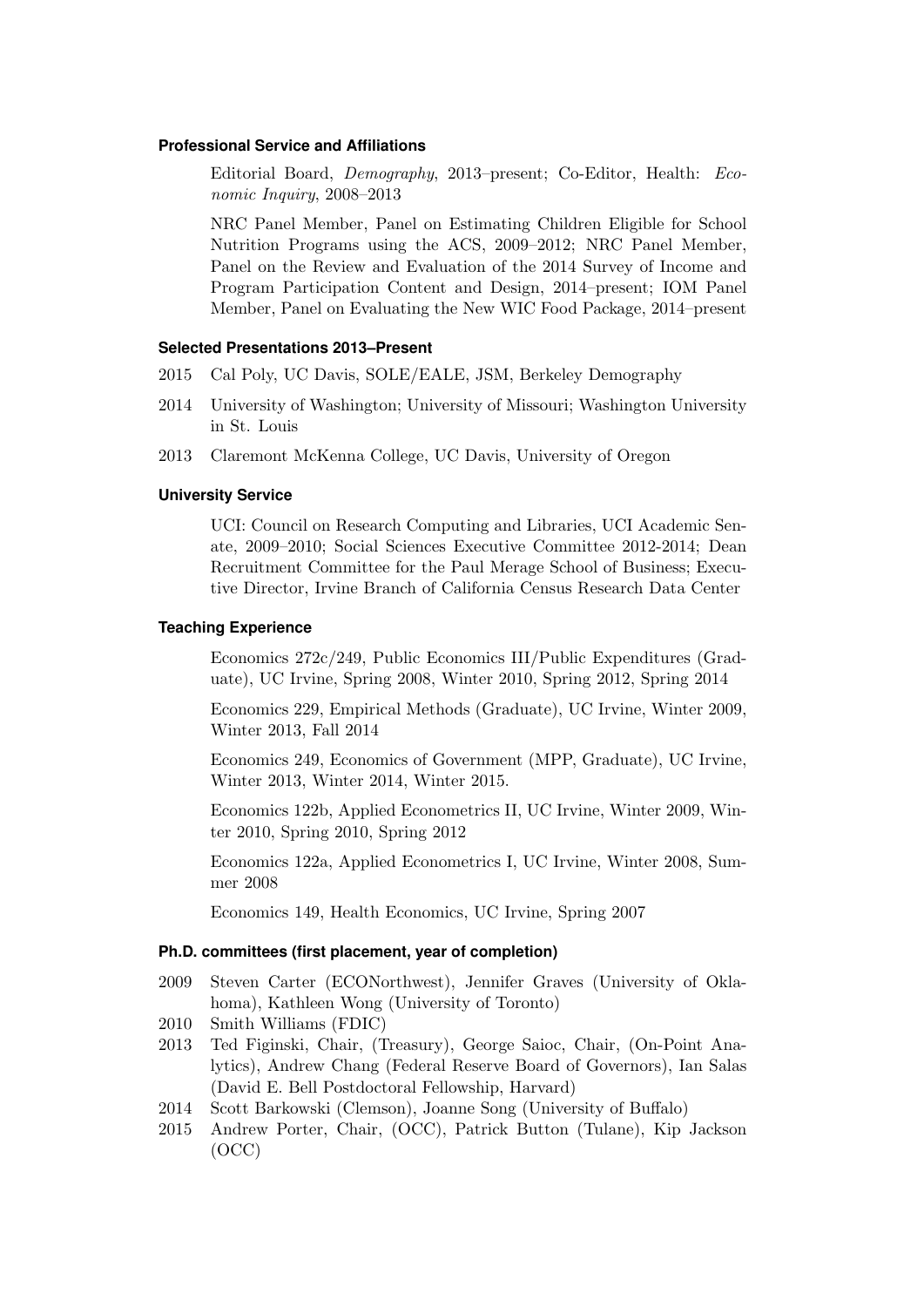### Professional Service and Affiliations

Editorial Board, *Demography*, 2013–present; Co-Editor, Health: *Economic Inquiry*, 2008–2013

NRC Panel Member, Panel on Estimating Children Eligible for School Nutrition Programs using the ACS, 2009–2012; NRC Panel Member, Panel on the Review and Evaluation of the 2014 Survey of Income and Program Participation Content and Design, 2014–present; IOM Panel Member, Panel on Evaluating the New WIC Food Package, 2014–present

### Selected Presentations 2013–Present

- 2015 Cal Poly, UC Davis, SOLE/EALE, JSM, Berkeley Demography
- 2014 University of Washington; University of Missouri; Washington University in St. Louis
- 2013 Claremont McKenna College, UC Davis, University of Oregon

### University Service

UCI: Council on Research Computing and Libraries, UCI Academic Senate, 2009–2010; Social Sciences Executive Committee 2012-2014; Dean Recruitment Committee for the Paul Merage School of Business; Executive Director, Irvine Branch of California Census Research Data Center

### Teaching Experience

Economics 272c/249, Public Economics III/Public Expenditures (Graduate), UC Irvine, Spring 2008, Winter 2010, Spring 2012, Spring 2014

Economics 229, Empirical Methods (Graduate), UC Irvine, Winter 2009, Winter 2013, Fall 2014

Economics 249, Economics of Government (MPP, Graduate), UC Irvine, Winter 2013, Winter 2014, Winter 2015.

Economics 122b, Applied Econometrics II, UC Irvine, Winter 2009, Winter 2010, Spring 2010, Spring 2012

Economics 122a, Applied Econometrics I, UC Irvine, Winter 2008, Summer 2008

Economics 149, Health Economics, UC Irvine, Spring 2007

### Ph.D. committees (first placement, year of completion)

- 2009 Steven Carter (ECONorthwest), Jennifer Graves (University of Oklahoma), Kathleen Wong (University of Toronto)
- 2010 Smith Williams (FDIC)
- 2013 Ted Figinski, Chair, (Treasury), George Saioc, Chair, (On-Point Analytics), Andrew Chang (Federal Reserve Board of Governors), Ian Salas (David E. Bell Postdoctoral Fellowship, Harvard)
- 2014 Scott Barkowski (Clemson), Joanne Song (University of Buffalo)
- 2015 Andrew Porter, Chair, (OCC), Patrick Button (Tulane), Kip Jackson (OCC)